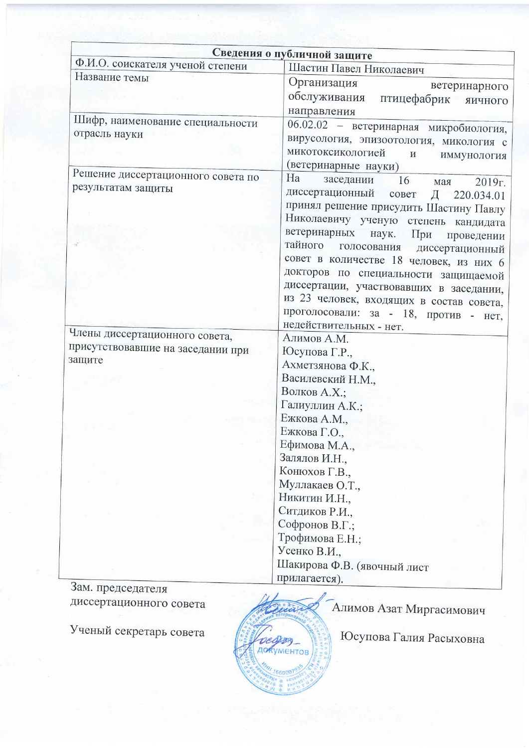| Сведения о публичной защите | |
|---|---|
| Ф.И.О. соискателя ученой степени | Шастин Павел Николаевич |
| Название темы | Организация ветеринарного обслуживания птицефабрик яичного направления |
| Шифр, наименование специальности отрасль науки | 06.02.02 – ветеринарная микробиология, вирусология, эпизоотология, микология с микотоксикологией и иммунология (ветеринарные науки) |
| Решение диссертационного совета по результатам защиты | На заседании 16 мая 2019г. диссертационный совет Д 220.034.01 принял решение присудить Шастину Павлу Николаевичу ученую степень кандидата ветеринарных наук. При проведении тайного голосования диссертационный совет в количестве 18 человек, из них 6 докторов по специальности защищаемой диссертации, участвовавших в заседании, из 23 человек, входящих в состав совета, проголосовали: за - 18, против - нет, недействительных - нет. |
| Члены диссертационного совета, присутствовавшие на заседании при защите | Алимов А.М.<br>Юсупова Г.Р.,<br>Ахметзянова Ф.К.,<br>Василевский Н.М.,<br>Волков А.Х.;<br>Галиуллин А.К.;<br>Ежкова А.М.,<br>Ежкова Г.О.,<br>Ефимова М.А.,<br>Залялов И.Н.,<br>Конюхов Г.В.,<br>Муллакаев О.Т.,<br>Никитин И.Н.,<br>Ситдиков Р.И.,<br>Софронов В.Г.;<br>Трофимова Е.Н.;<br>Усенко В.И.,<br>Шакирова Ф.В. (явочный лист прилагается). |

Зам. председателя диссертационного совета — Алимов Азат Миргасимович

Ученый секретарь совета — Юсупова Галия Расыховна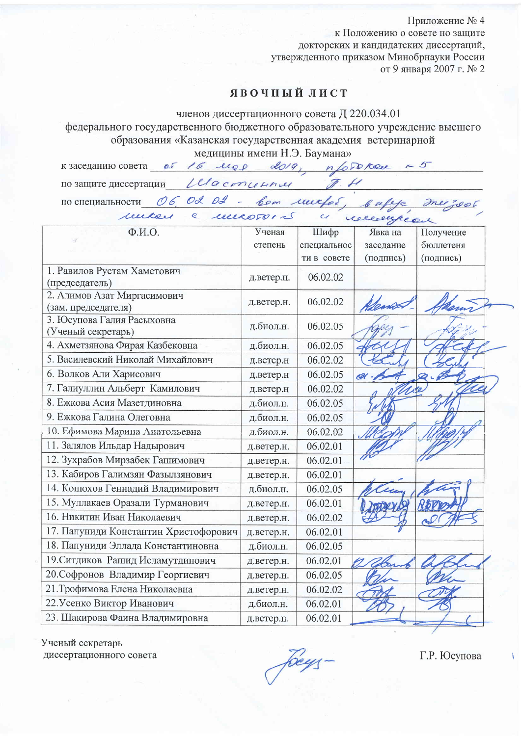Приложение № 4
к Положению о совете по защите
докторских и кандидатских диссертаций,
утвержденного приказом Минобрнауки России
от 9 января 2007 г. № 2

# ЯВОЧНЫЙ ЛИСТ

членов диссертационного совета Д 220.034.01
федерального государственного бюджетного образовательного учреждение высшего образования «Казанская государственная академия ветеринарной медицины имени Н.Э. Баумана»

к заседанию совета от 16 мая 2019, протокол № 5

по защите диссертации Шастиным П.Н.

по специальности 06.02.02 - вет микроб, вирусол, эпизоот, микол с микотокс и иммунол

| Ф.И.О. | Ученая степень | Шифр специальности в совете | Явка на заседание (подпись) | Получение бюллетеня (подпись) |
|---|---|---|---|---|
| 1. Равилов Рустам Хаметович (председатель) | д.ветер.н. | 06.02.02 | | |
| 2. Алимов Азат Миргасимович (зам. председателя) | д.ветер.н. | 06.02.02 | (подпись) | (подпись) |
| 3. Юсупова Галия Расыховна (Ученый секретарь) | д.биол.н. | 06.02.05 | (подпись) | (подпись) |
| 4. Ахметзянова Фирая Казбековна | д.биол.н. | 06.02.05 | (подпись) | (подпись) |
| 5. Василевский Николай Михайлович | д.ветер.н | 06.02.02 | (подпись) | (подпись) |
| 6. Волков Али Харисович | д.ветер.н | 06.02.05 | (подпись) | (подпись) |
| 7. Галиуллин Альберт Камилович | д.ветер.н | 06.02.02 | (подпись) | (подпись) |
| 8. Ежкова Асия Мазетдиновна | д.биол.н. | 06.02.05 | (подпись) | (подпись) |
| 9. Ежкова Галина Олеговна | д.биол.н. | 06.02.05 | (подпись) | (подпись) |
| 10. Ефимова Марина Анатольевна | д.биол.н. | 06.02.02 | (подпись) | (подпись) |
| 11. Залялов Ильдар Надырович | д.ветер.н. | 06.02.01 | (подпись) | (подпись) |
| 12. Зухрабов Мирзабек Гашимович | д.ветер.н. | 06.02.01 | | |
| 13. Кабиров Галимзян Фазылзянович | д.ветер.н. | 06.02.01 | | |
| 14. Конюхов Геннадий Владимирович | д.биол.н. | 06.02.05 | (подпись) | (подпись) |
| 15. Муллакаев Оразали Турманович | д.ветер.н. | 06.02.01 | (подпись) | (подпись) |
| 16. Никитин Иван Николаевич | д.ветер.н. | 06.02.02 | (подпись) | (подпись) |
| 17. Папуниди Константин Христофорович | д.ветер.н. | 06.02.01 | | |
| 18. Папуниди Эллада Константиновна | д.биол.н. | 06.02.05 | | |
| 19.Ситдиков Рашид Исламутдинович | д.ветер.н. | 06.02.01 | (подпись) | (подпись) |
| 20.Софронов Владимир Георгиевич | д.ветер.н. | 06.02.05 | (подпись) | (подпись) |
| 21.Трофимова Елена Николаевна | д.ветер.н. | 06.02.02 | (подпись) | (подпись) |
| 22.Усенко Виктор Иванович | д.биол.н. | 06.02.01 | (подпись) | (подпись) |
| 23. Шакирова Фаина Владимировна | д.ветер.н. | 06.02.01 | | |

Ученый секретарь
диссертационного совета (подпись) Г.Р. Юсупова